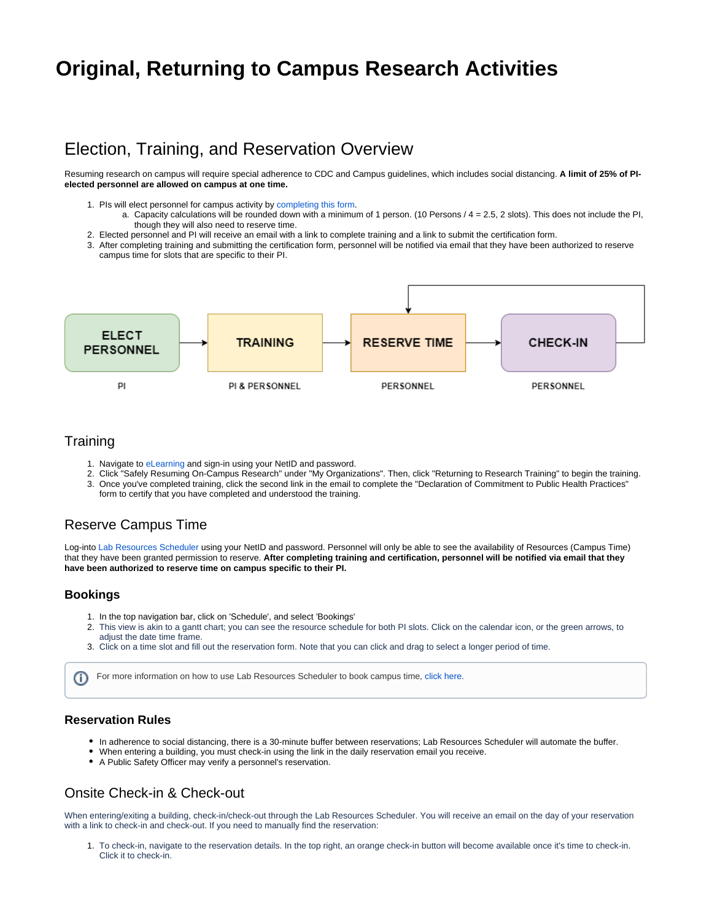# Original, Returning to Campus Research Activities

## Election, Training, and Reservation Overview

Resuming research on campus will require special adherence to CDC and Campus guidelines, which includes social distancing. **A limit of 25% of PI-elected personnel are allowed on campus at one time.**

1. PIs will elect personnel for campus activity by completing this form.
    a. Capacity calculations will be rounded down with a minimum of 1 person. (10 Persons / 4 = 2.5, 2 slots). This does not include the PI, though they will also need to reserve time.
2. Elected personnel and PI will receive an email with a link to complete training and a link to submit the certification form.
3. After completing training and submitting the certification form, personnel will be notified via email that they have been authorized to reserve campus time for slots that are specific to their PI.

ELECT PERSONNEL → TRAINING → RESERVE TIME → CHECK-IN

PI | PI & PERSONNEL | PERSONNEL | PERSONNEL

## Training

1. Navigate to eLearning and sign-in using your NetID and password.
2. Click "Safely Resuming On-Campus Research" under "My Organizations". Then, click "Returning to Research Training" to begin the training.
3. Once you've completed training, click the second link in the email to complete the "Declaration of Commitment to Public Health Practices" form to certify that you have completed and understood the training.

## Reserve Campus Time

Log-into Lab Resources Scheduler using your NetID and password. Personnel will only be able to see the availability of Resources (Campus Time) that they have been granted permission to reserve. **After completing training and certification, personnel will be notified via email that they have been authorized to reserve time on campus specific to their PI.**

### Bookings

1. In the top navigation bar, click on 'Schedule', and select 'Bookings'
2. This view is akin to a gantt chart; you can see the resource schedule for both PI slots. Click on the calendar icon, or the green arrows, to adjust the date time frame.
3. Click on a time slot and fill out the reservation form. Note that you can click and drag to select a longer period of time.

For more information on how to use Lab Resources Scheduler to book campus time, click here.

### Reservation Rules

- In adherence to social distancing, there is a 30-minute buffer between reservations; Lab Resources Scheduler will automate the buffer.
- When entering a building, you must check-in using the link in the daily reservation email you receive.
- A Public Safety Officer may verify a personnel's reservation.

## Onsite Check-in & Check-out

When entering/exiting a building, check-in/check-out through the Lab Resources Scheduler. You will receive an email on the day of your reservation with a link to check-in and check-out. If you need to manually find the reservation:

1. To check-in, navigate to the reservation details. In the top right, an orange check-in button will become available once it's time to check-in. Click it to check-in.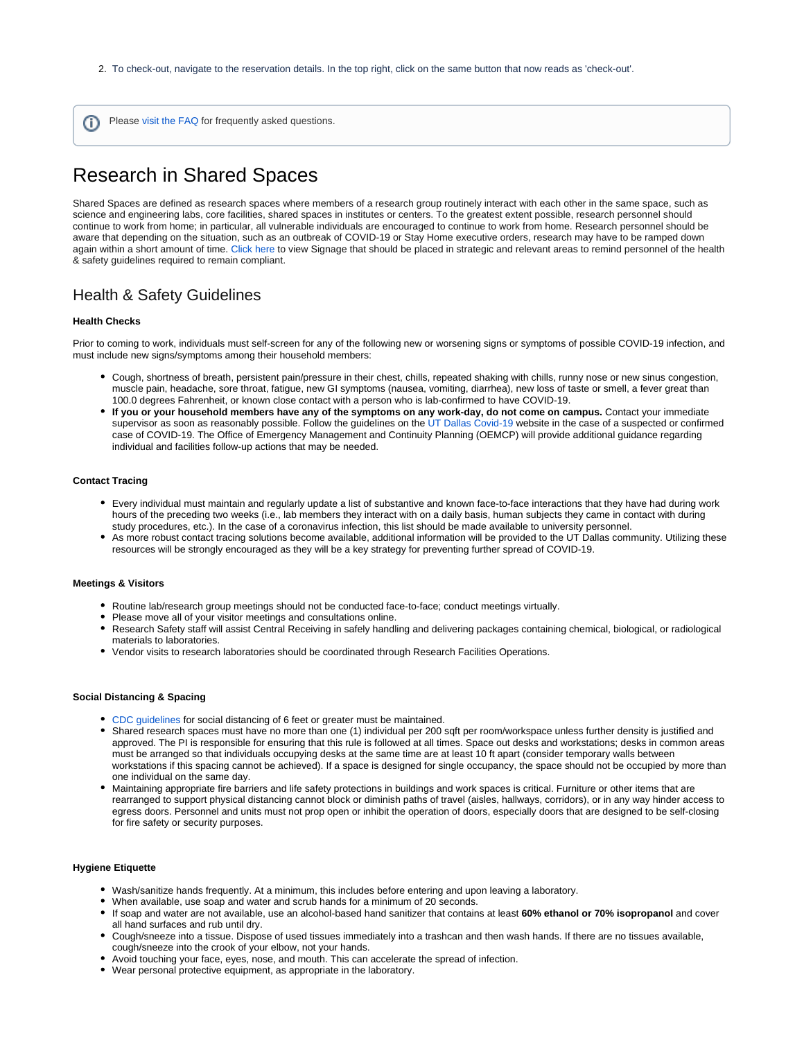2. To check-out, navigate to the reservation details. In the top right, click on the same button that now reads as 'check-out'.

Please visit the FAQ for frequently asked questions.

# Research in Shared Spaces

Shared Spaces are defined as research spaces where members of a research group routinely interact with each other in the same space, such as science and engineering labs, core facilities, shared spaces in institutes or centers. To the greatest extent possible, research personnel should continue to work from home; in particular, all vulnerable individuals are encouraged to continue to work from home. Research personnel should be aware that depending on the situation, such as an outbreak of COVID-19 or Stay Home executive orders, research may have to be ramped down again within a short amount of time. Click here to view Signage that should be placed in strategic and relevant areas to remind personnel of the health & safety guidelines required to remain compliant.

## Health & Safety Guidelines

**Health Checks**

Prior to coming to work, individuals must self-screen for any of the following new or worsening signs or symptoms of possible COVID-19 infection, and must include new signs/symptoms among their household members:

- Cough, shortness of breath, persistent pain/pressure in their chest, chills, repeated shaking with chills, runny nose or new sinus congestion, muscle pain, headache, sore throat, fatigue, new GI symptoms (nausea, vomiting, diarrhea), new loss of taste or smell, a fever great than 100.0 degrees Fahrenheit, or known close contact with a person who is lab-confirmed to have COVID-19.
- **If you or your household members have any of the symptoms on any work-day, do not come on campus.** Contact your immediate supervisor as soon as reasonably possible. Follow the guidelines on the UT Dallas Covid-19 website in the case of a suspected or confirmed case of COVID-19. The Office of Emergency Management and Continuity Planning (OEMCP) will provide additional guidance regarding individual and facilities follow-up actions that may be needed.

**Contact Tracing**

- Every individual must maintain and regularly update a list of substantive and known face-to-face interactions that they have had during work hours of the preceding two weeks (i.e., lab members they interact with on a daily basis, human subjects they came in contact with during study procedures, etc.). In the case of a coronavirus infection, this list should be made available to university personnel.
- As more robust contact tracing solutions become available, additional information will be provided to the UT Dallas community. Utilizing these resources will be strongly encouraged as they will be a key strategy for preventing further spread of COVID-19.

**Meetings & Visitors**

- Routine lab/research group meetings should not be conducted face-to-face; conduct meetings virtually.
- Please move all of your visitor meetings and consultations online.
- Research Safety staff will assist Central Receiving in safely handling and delivering packages containing chemical, biological, or radiological materials to laboratories.
- Vendor visits to research laboratories should be coordinated through Research Facilities Operations.

**Social Distancing & Spacing**

- CDC guidelines for social distancing of 6 feet or greater must be maintained.
- Shared research spaces must have no more than one (1) individual per 200 sqft per room/workspace unless further density is justified and approved. The PI is responsible for ensuring that this rule is followed at all times. Space out desks and workstations; desks in common areas must be arranged so that individuals occupying desks at the same time are at least 10 ft apart (consider temporary walls between workstations if this spacing cannot be achieved). If a space is designed for single occupancy, the space should not be occupied by more than one individual on the same day.
- Maintaining appropriate fire barriers and life safety protections in buildings and work spaces is critical. Furniture or other items that are rearranged to support physical distancing cannot block or diminish paths of travel (aisles, hallways, corridors), or in any way hinder access to egress doors. Personnel and units must not prop open or inhibit the operation of doors, especially doors that are designed to be self-closing for fire safety or security purposes.

**Hygiene Etiquette**

- Wash/sanitize hands frequently. At a minimum, this includes before entering and upon leaving a laboratory.
- When available, use soap and water and scrub hands for a minimum of 20 seconds.
- If soap and water are not available, use an alcohol-based hand sanitizer that contains at least **60% ethanol or 70% isopropanol** and cover all hand surfaces and rub until dry.
- Cough/sneeze into a tissue. Dispose of used tissues immediately into a trashcan and then wash hands. If there are no tissues available, cough/sneeze into the crook of your elbow, not your hands.
- Avoid touching your face, eyes, nose, and mouth. This can accelerate the spread of infection.
- Wear personal protective equipment, as appropriate in the laboratory.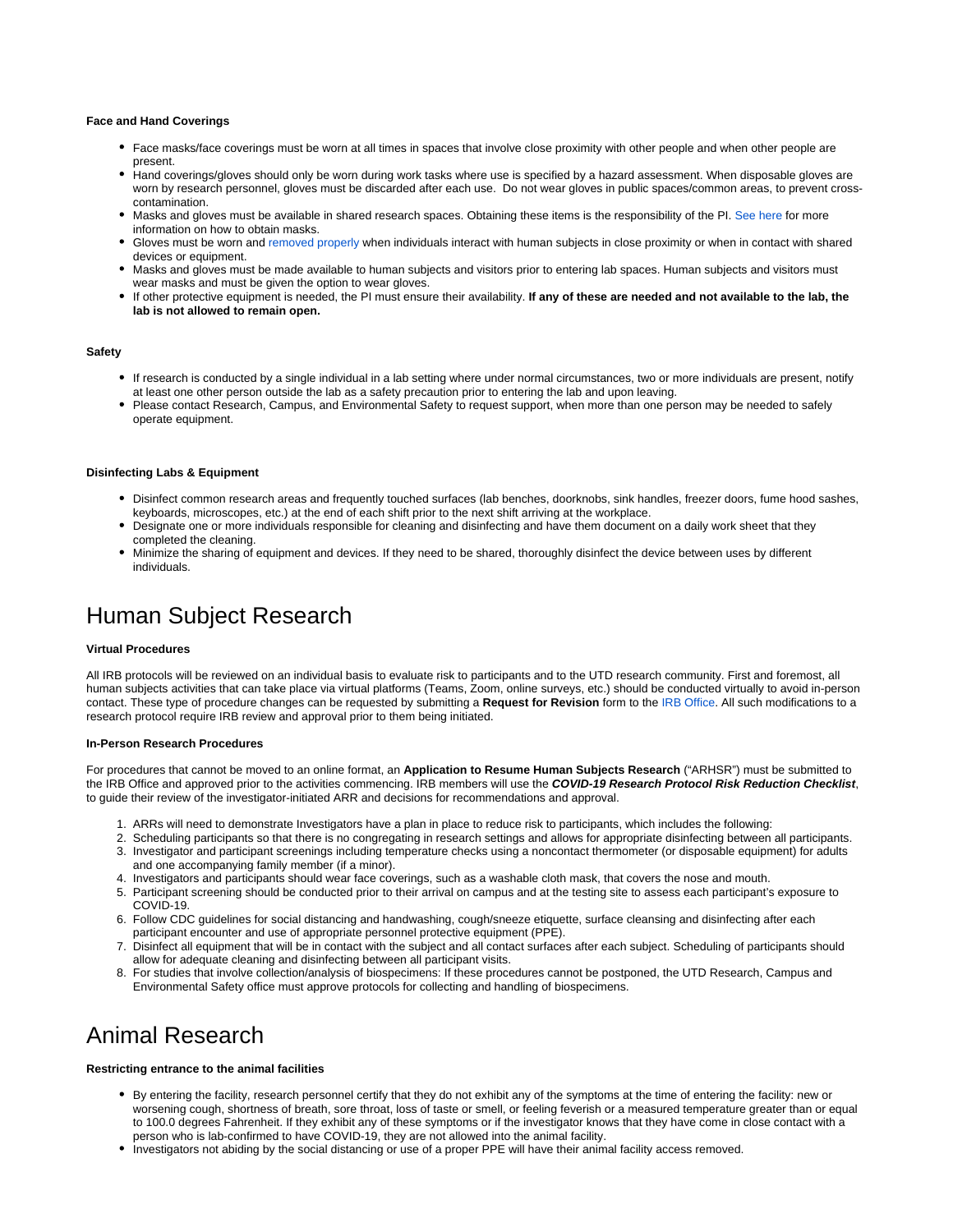#### Face and Hand Coverings

- Face masks/face coverings must be worn at all times in spaces that involve close proximity with other people and when other people are present.
- Hand coverings/gloves should only be worn during work tasks where use is specified by a hazard assessment. When disposable gloves are worn by research personnel, gloves must be discarded after each use. Do not wear gloves in public spaces/common areas, to prevent cross-contamination.
- Masks and gloves must be available in shared research spaces. Obtaining these items is the responsibility of the PI. See here for more information on how to obtain masks.
- Gloves must be worn and removed properly when individuals interact with human subjects in close proximity or when in contact with shared devices or equipment.
- Masks and gloves must be made available to human subjects and visitors prior to entering lab spaces. Human subjects and visitors must wear masks and must be given the option to wear gloves.
- If other protective equipment is needed, the PI must ensure their availability. **If any of these are needed and not available to the lab, the lab is not allowed to remain open.**

#### Safety

- If research is conducted by a single individual in a lab setting where under normal circumstances, two or more individuals are present, notify at least one other person outside the lab as a safety precaution prior to entering the lab and upon leaving.
- Please contact Research, Campus, and Environmental Safety to request support, when more than one person may be needed to safely operate equipment.

#### Disinfecting Labs & Equipment

- Disinfect common research areas and frequently touched surfaces (lab benches, doorknobs, sink handles, freezer doors, fume hood sashes, keyboards, microscopes, etc.) at the end of each shift prior to the next shift arriving at the workplace.
- Designate one or more individuals responsible for cleaning and disinfecting and have them document on a daily work sheet that they completed the cleaning.
- Minimize the sharing of equipment and devices. If they need to be shared, thoroughly disinfect the device between uses by different individuals.

# Human Subject Research

#### Virtual Procedures

All IRB protocols will be reviewed on an individual basis to evaluate risk to participants and to the UTD research community. First and foremost, all human subjects activities that can take place via virtual platforms (Teams, Zoom, online surveys, etc.) should be conducted virtually to avoid in-person contact. These type of procedure changes can be requested by submitting a **Request for Revision** form to the IRB Office. All such modifications to a research protocol require IRB review and approval prior to them being initiated.

#### In-Person Research Procedures

For procedures that cannot be moved to an online format, an **Application to Resume Human Subjects Research** ("ARHSR") must be submitted to the IRB Office and approved prior to the activities commencing. IRB members will use the ***COVID-19 Research Protocol Risk Reduction Checklist***, to guide their review of the investigator-initiated ARR and decisions for recommendations and approval.

1. ARRs will need to demonstrate Investigators have a plan in place to reduce risk to participants, which includes the following:
2. Scheduling participants so that there is no congregating in research settings and allows for appropriate disinfecting between all participants.
3. Investigator and participant screenings including temperature checks using a noncontact thermometer (or disposable equipment) for adults and one accompanying family member (if a minor).
4. Investigators and participants should wear face coverings, such as a washable cloth mask, that covers the nose and mouth.
5. Participant screening should be conducted prior to their arrival on campus and at the testing site to assess each participant's exposure to COVID-19.
6. Follow CDC guidelines for social distancing and handwashing, cough/sneeze etiquette, surface cleansing and disinfecting after each participant encounter and use of appropriate personnel protective equipment (PPE).
7. Disinfect all equipment that will be in contact with the subject and all contact surfaces after each subject. Scheduling of participants should allow for adequate cleaning and disinfecting between all participant visits.
8. For studies that involve collection/analysis of biospecimens: If these procedures cannot be postponed, the UTD Research, Campus and Environmental Safety office must approve protocols for collecting and handling of biospecimens.

# Animal Research

#### Restricting entrance to the animal facilities

- By entering the facility, research personnel certify that they do not exhibit any of the symptoms at the time of entering the facility: new or worsening cough, shortness of breath, sore throat, loss of taste or smell, or feeling feverish or a measured temperature greater than or equal to 100.0 degrees Fahrenheit. If they exhibit any of these symptoms or if the investigator knows that they have come in close contact with a person who is lab-confirmed to have COVID-19, they are not allowed into the animal facility.
- Investigators not abiding by the social distancing or use of a proper PPE will have their animal facility access removed.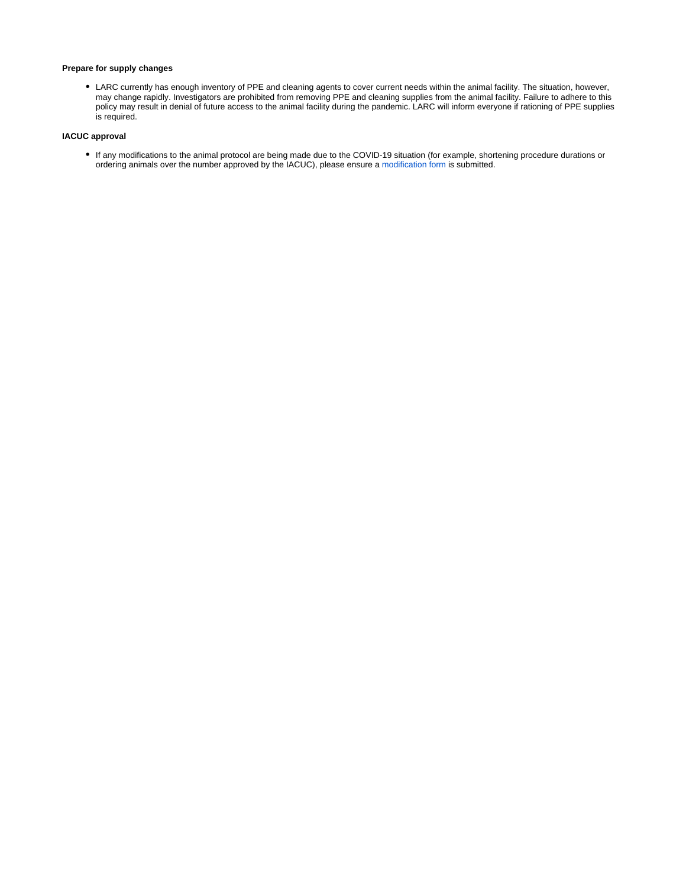**Prepare for supply changes**

- LARC currently has enough inventory of PPE and cleaning agents to cover current needs within the animal facility. The situation, however, may change rapidly. Investigators are prohibited from removing PPE and cleaning supplies from the animal facility. Failure to adhere to this policy may result in denial of future access to the animal facility during the pandemic. LARC will inform everyone if rationing of PPE supplies is required.

**IACUC approval**

- If any modifications to the animal protocol are being made due to the COVID-19 situation (for example, shortening procedure durations or ordering animals over the number approved by the IACUC), please ensure a modification form is submitted.